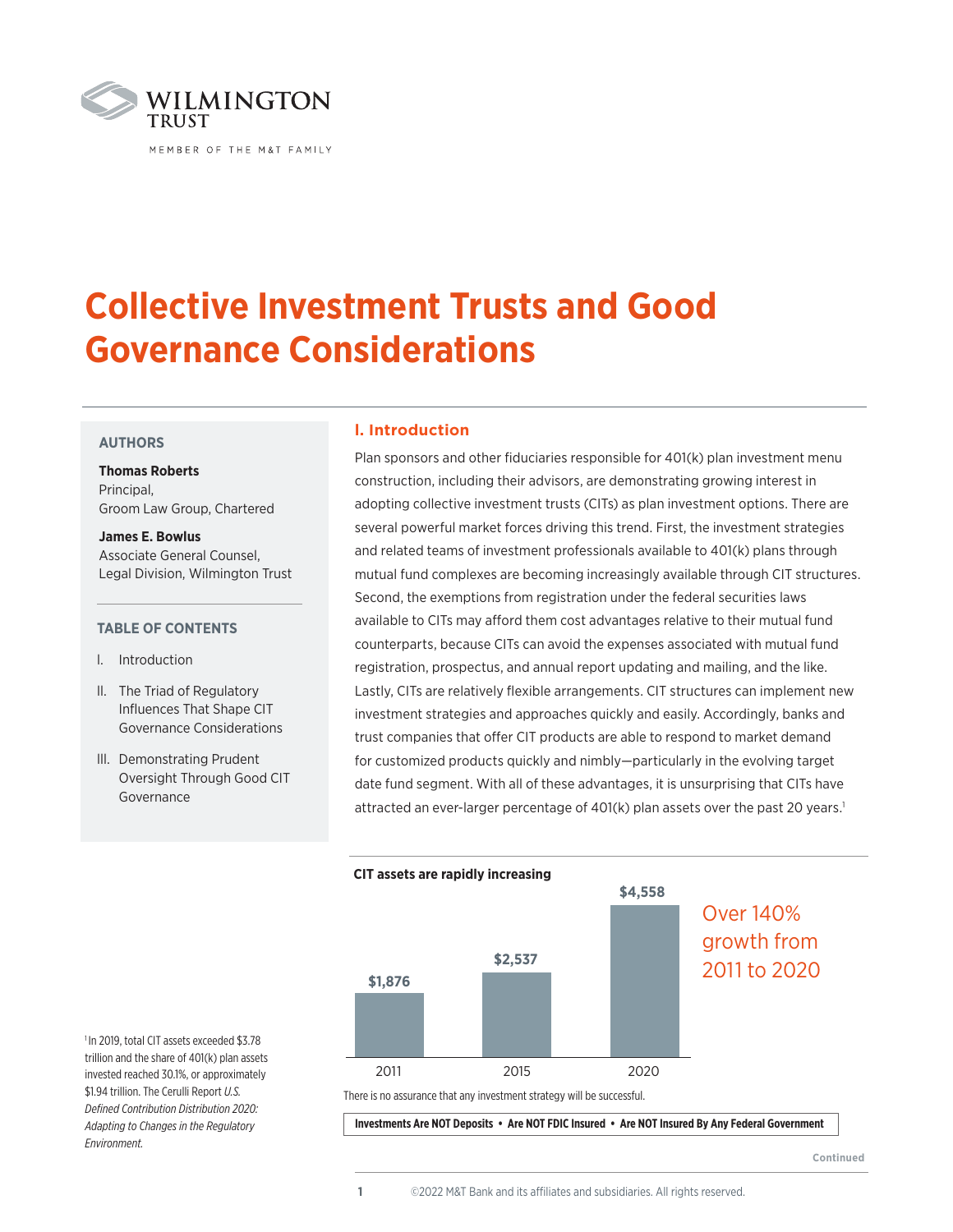WILMINGTON TRUST

MEMBER OF THE M&T FAMILY

# Collective Investment Trusts and Good Governance Considerations

**AUTHORS**

**Thomas Roberts**
Principal,
Groom Law Group, Chartered

**James E. Bowlus**
Associate General Counsel,
Legal Division, Wilmington Trust

**TABLE OF CONTENTS**

I. Introduction

II. The Triad of Regulatory Influences That Shape CIT Governance Considerations

III. Demonstrating Prudent Oversight Through Good CIT Governance

## I. Introduction

Plan sponsors and other fiduciaries responsible for 401(k) plan investment menu construction, including their advisors, are demonstrating growing interest in adopting collective investment trusts (CITs) as plan investment options. There are several powerful market forces driving this trend. First, the investment strategies and related teams of investment professionals available to 401(k) plans through mutual fund complexes are becoming increasingly available through CIT structures. Second, the exemptions from registration under the federal securities laws available to CITs may afford them cost advantages relative to their mutual fund counterparts, because CITs can avoid the expenses associated with mutual fund registration, prospectus, and annual report updating and mailing, and the like. Lastly, CITs are relatively flexible arrangements. CIT structures can implement new investment strategies and approaches quickly and easily. Accordingly, banks and trust companies that offer CIT products are able to respond to market demand for customized products quickly and nimbly—particularly in the evolving target date fund segment. With all of these advantages, it is unsurprising that CITs have attracted an ever-larger percentage of 401(k) plan assets over the past 20 years.[1]

**CIT assets are rapidly increasing**

| Year | CIT assets |
|---|---|
| 2011 | $1,876 |
| 2015 | $2,537 |
| 2020 | $4,558 |

Over 140% growth from 2011 to 2020

There is no assurance that any investment strategy will be successful.

**Investments Are NOT Deposits • Are NOT FDIC Insured • Are NOT Insured By Any Federal Government**

[1] In 2019, total CIT assets exceeded $3.78 trillion and the share of 401(k) plan assets invested reached 30.1%, or approximately $1.94 trillion. The Cerulli Report *U.S. Defined Contribution Distribution 2020: Adapting to Changes in the Regulatory Environment.*

Continued

©2022 M&T Bank and its affiliates and subsidiaries. All rights reserved.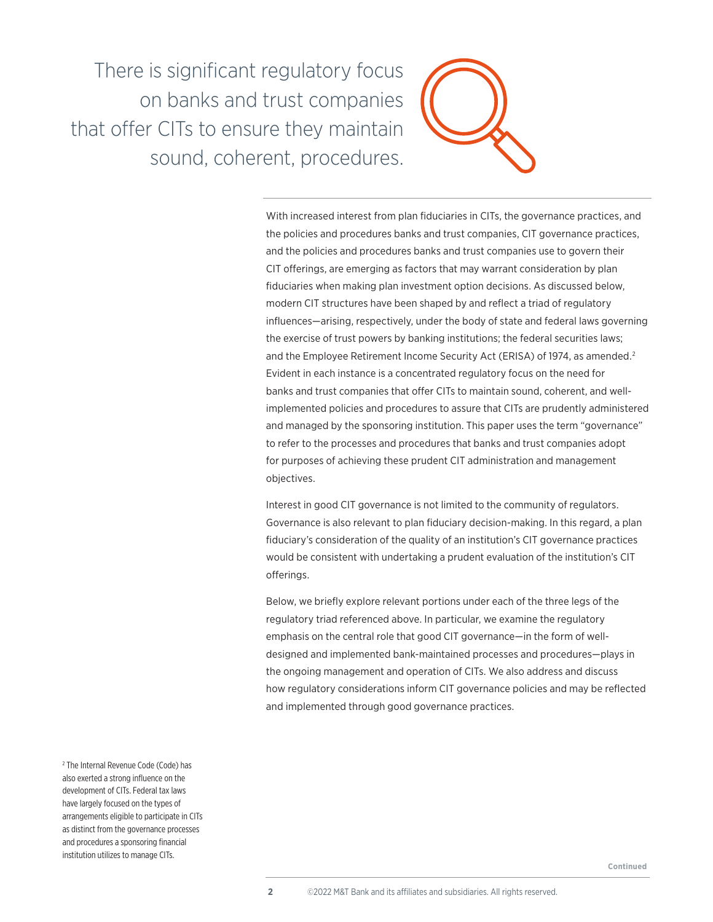There is significant regulatory focus on banks and trust companies that offer CITs to ensure they maintain sound, coherent, procedures.

---

With increased interest from plan fiduciaries in CITs, the governance practices, and the policies and procedures banks and trust companies, CIT governance practices, and the policies and procedures banks and trust companies use to govern their CIT offerings, are emerging as factors that may warrant consideration by plan fiduciaries when making plan investment option decisions. As discussed below, modern CIT structures have been shaped by and reflect a triad of regulatory influences—arising, respectively, under the body of state and federal laws governing the exercise of trust powers by banking institutions; the federal securities laws; and the Employee Retirement Income Security Act (ERISA) of 1974, as amended.[2] Evident in each instance is a concentrated regulatory focus on the need for banks and trust companies that offer CITs to maintain sound, coherent, and well-implemented policies and procedures to assure that CITs are prudently administered and managed by the sponsoring institution. This paper uses the term "governance" to refer to the processes and procedures that banks and trust companies adopt for purposes of achieving these prudent CIT administration and management objectives.

Interest in good CIT governance is not limited to the community of regulators. Governance is also relevant to plan fiduciary decision-making. In this regard, a plan fiduciary's consideration of the quality of an institution's CIT governance practices would be consistent with undertaking a prudent evaluation of the institution's CIT offerings.

Below, we briefly explore relevant portions under each of the three legs of the regulatory triad referenced above. In particular, we examine the regulatory emphasis on the central role that good CIT governance—in the form of well-designed and implemented bank-maintained processes and procedures—plays in the ongoing management and operation of CITs. We also address and discuss how regulatory considerations inform CIT governance policies and may be reflected and implemented through good governance practices.

[2] The Internal Revenue Code (Code) has also exerted a strong influence on the development of CITs. Federal tax laws have largely focused on the types of arrangements eligible to participate in CITs as distinct from the governance processes and procedures a sponsoring financial institution utilizes to manage CITs.

Continued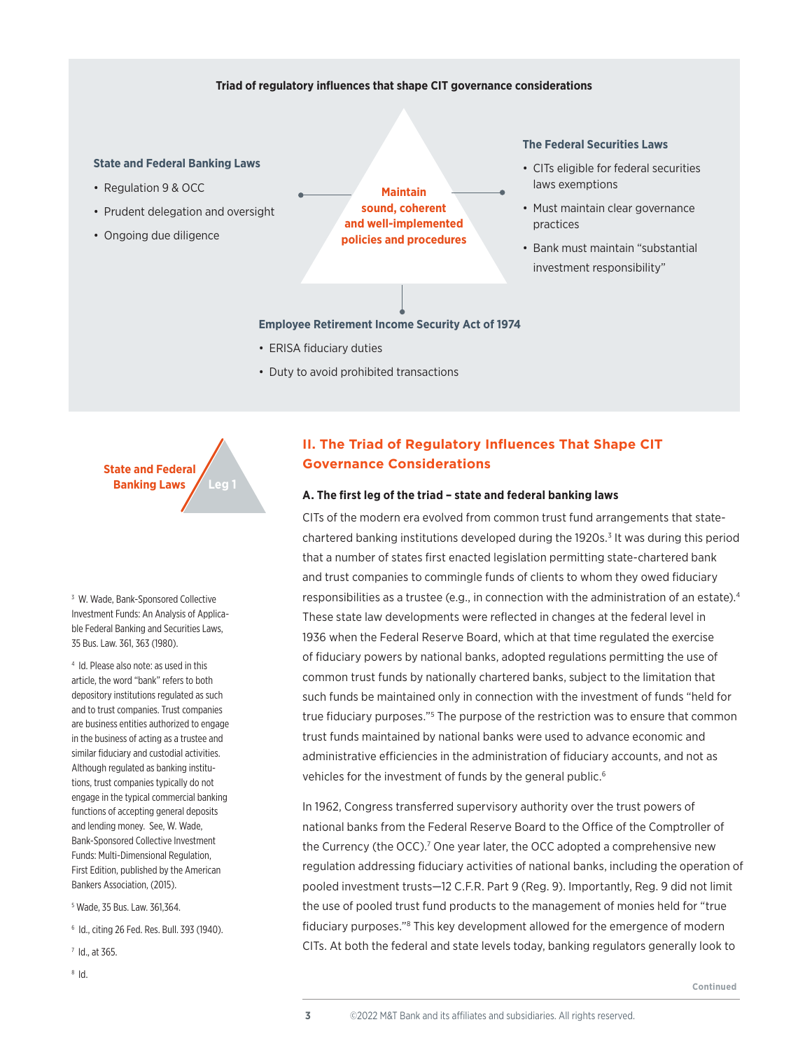**Triad of regulatory influences that shape CIT governance considerations**

**Maintain sound, coherent and well-implemented policies and procedures**

**State and Federal Banking Laws**

- Regulation 9 & OCC
- Prudent delegation and oversight
- Ongoing due diligence

**The Federal Securities Laws**

- CITs eligible for federal securities laws exemptions
- Must maintain clear governance practices
- Bank must maintain "substantial investment responsibility"

**Employee Retirement Income Security Act of 1974**

- ERISA fiduciary duties
- Duty to avoid prohibited transactions

## II. The Triad of Regulatory Influences That Shape CIT Governance Considerations

State and Federal Banking Laws — Leg 1

### A. The first leg of the triad – state and federal banking laws

CITs of the modern era evolved from common trust fund arrangements that state-chartered banking institutions developed during the 1920s.[3] It was during this period that a number of states first enacted legislation permitting state-chartered bank and trust companies to commingle funds of clients to whom they owed fiduciary responsibilities as a trustee (e.g., in connection with the administration of an estate).[4] These state law developments were reflected in changes at the federal level in 1936 when the Federal Reserve Board, which at that time regulated the exercise of fiduciary powers by national banks, adopted regulations permitting the use of common trust funds by nationally chartered banks, subject to the limitation that such funds be maintained only in connection with the investment of funds "held for true fiduciary purposes."[5] The purpose of the restriction was to ensure that common trust funds maintained by national banks were used to advance economic and administrative efficiencies in the administration of fiduciary accounts, and not as vehicles for the investment of funds by the general public.[6]

In 1962, Congress transferred supervisory authority over the trust powers of national banks from the Federal Reserve Board to the Office of the Comptroller of the Currency (the OCC).[7] One year later, the OCC adopted a comprehensive new regulation addressing fiduciary activities of national banks, including the operation of pooled investment trusts—12 C.F.R. Part 9 (Reg. 9). Importantly, Reg. 9 did not limit the use of pooled trust fund products to the management of monies held for "true fiduciary purposes."[8] This key development allowed for the emergence of modern CITs. At both the federal and state levels today, banking regulators generally look to

Continued

[3] W. Wade, Bank-Sponsored Collective Investment Funds: An Analysis of Applicable Federal Banking and Securities Laws, 35 Bus. Law. 361, 363 (1980).

[4] Id. Please also note: as used in this article, the word "bank" refers to both depository institutions regulated as such and to trust companies. Trust companies are business entities authorized to engage in the business of acting as a trustee and similar fiduciary and custodial activities. Although regulated as banking institutions, trust companies typically do not engage in the typical commercial banking functions of accepting general deposits and lending money. See, W. Wade, Bank-Sponsored Collective Investment Funds: Multi-Dimensional Regulation, First Edition, published by the American Bankers Association, (2015).

[5] Wade, 35 Bus. Law. 361,364.

[6] Id., citing 26 Fed. Res. Bull. 393 (1940).

[7] Id., at 365.

[8] Id.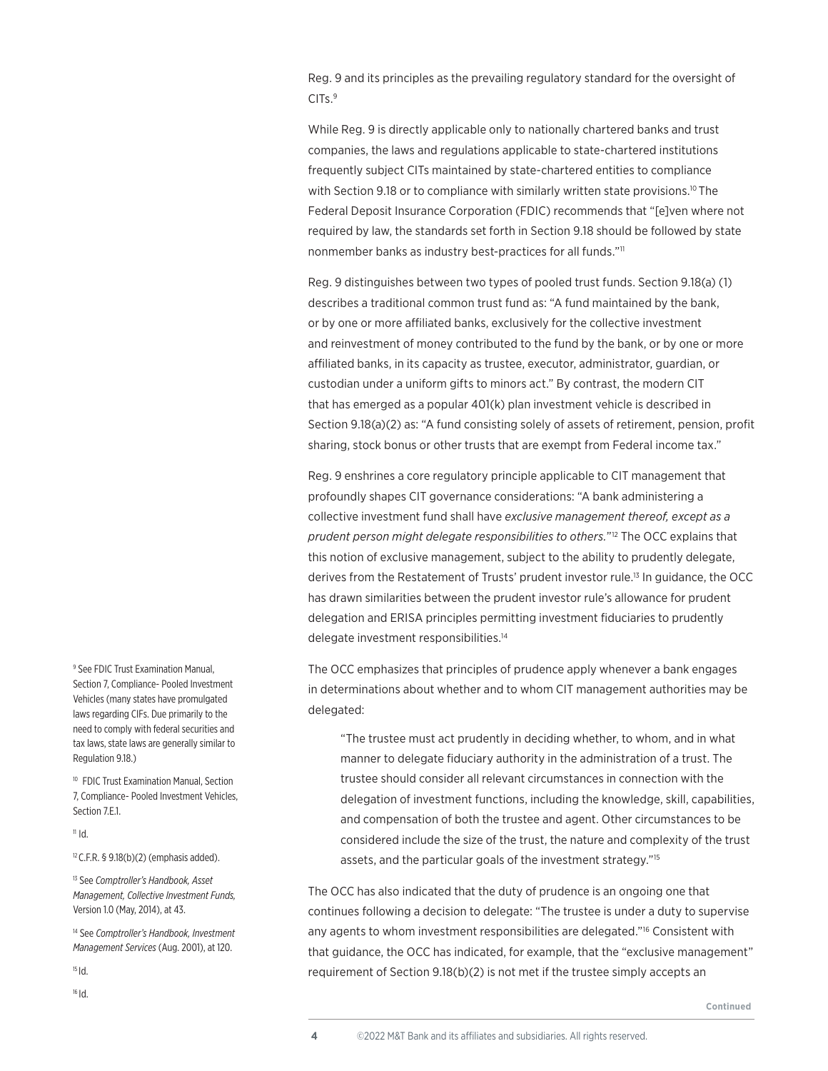Reg. 9 and its principles as the prevailing regulatory standard for the oversight of CITs.[9]

While Reg. 9 is directly applicable only to nationally chartered banks and trust companies, the laws and regulations applicable to state-chartered institutions frequently subject CITs maintained by state-chartered entities to compliance with Section 9.18 or to compliance with similarly written state provisions.[10] The Federal Deposit Insurance Corporation (FDIC) recommends that "[e]ven where not required by law, the standards set forth in Section 9.18 should be followed by state nonmember banks as industry best-practices for all funds."[11]

Reg. 9 distinguishes between two types of pooled trust funds. Section 9.18(a) (1) describes a traditional common trust fund as: "A fund maintained by the bank, or by one or more affiliated banks, exclusively for the collective investment and reinvestment of money contributed to the fund by the bank, or by one or more affiliated banks, in its capacity as trustee, executor, administrator, guardian, or custodian under a uniform gifts to minors act." By contrast, the modern CIT that has emerged as a popular 401(k) plan investment vehicle is described in Section 9.18(a)(2) as: "A fund consisting solely of assets of retirement, pension, profit sharing, stock bonus or other trusts that are exempt from Federal income tax."

Reg. 9 enshrines a core regulatory principle applicable to CIT management that profoundly shapes CIT governance considerations: "A bank administering a collective investment fund shall have *exclusive management thereof, except as a prudent person might delegate responsibilities to others.*"[12] The OCC explains that this notion of exclusive management, subject to the ability to prudently delegate, derives from the Restatement of Trusts' prudent investor rule.[13] In guidance, the OCC has drawn similarities between the prudent investor rule's allowance for prudent delegation and ERISA principles permitting investment fiduciaries to prudently delegate investment responsibilities.[14]

The OCC emphasizes that principles of prudence apply whenever a bank engages in determinations about whether and to whom CIT management authorities may be delegated:

> "The trustee must act prudently in deciding whether, to whom, and in what manner to delegate fiduciary authority in the administration of a trust. The trustee should consider all relevant circumstances in connection with the delegation of investment functions, including the knowledge, skill, capabilities, and compensation of both the trustee and agent. Other circumstances to be considered include the size of the trust, the nature and complexity of the trust assets, and the particular goals of the investment strategy."[15]

The OCC has also indicated that the duty of prudence is an ongoing one that continues following a decision to delegate: "The trustee is under a duty to supervise any agents to whom investment responsibilities are delegated."[16] Consistent with that guidance, the OCC has indicated, for example, that the "exclusive management" requirement of Section 9.18(b)(2) is not met if the trustee simply accepts an

[9] See FDIC Trust Examination Manual, Section 7, Compliance- Pooled Investment Vehicles (many states have promulgated laws regarding CIFs. Due primarily to the need to comply with federal securities and tax laws, state laws are generally similar to Regulation 9.18.)

[10] FDIC Trust Examination Manual, Section 7, Compliance- Pooled Investment Vehicles, Section 7.E.1.

[11] Id.

[12] C.F.R. § 9.18(b)(2) (emphasis added).

[13] See *Comptroller's Handbook, Asset Management, Collective Investment Funds,* Version 1.0 (May, 2014), at 43.

[14] See *Comptroller's Handbook, Investment Management Services* (Aug. 2001), at 120.

[15] Id.

[16] Id.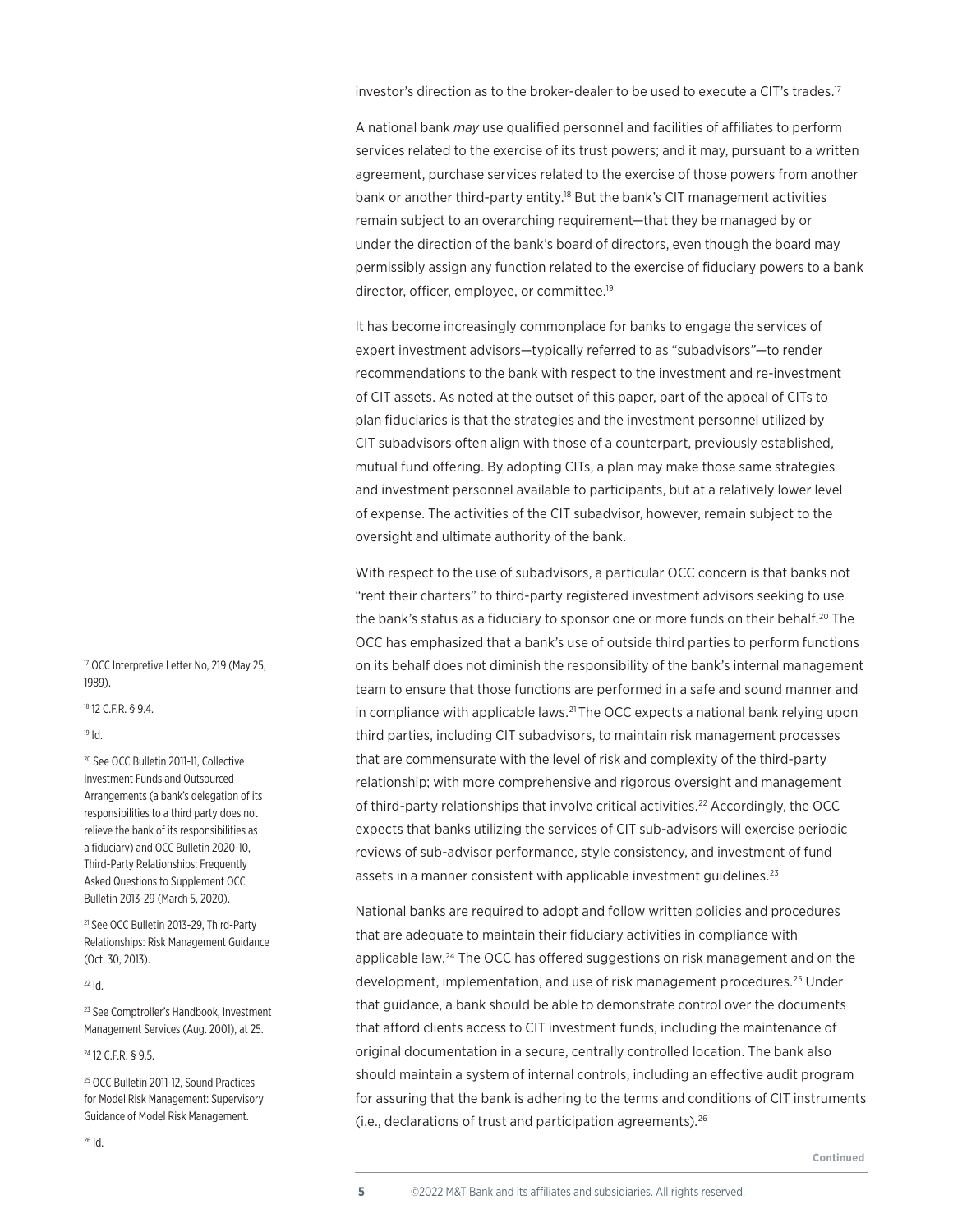investor's direction as to the broker-dealer to be used to execute a CIT's trades.[17]

A national bank *may* use qualified personnel and facilities of affiliates to perform services related to the exercise of its trust powers; and it may, pursuant to a written agreement, purchase services related to the exercise of those powers from another bank or another third-party entity.[18] But the bank's CIT management activities remain subject to an overarching requirement—that they be managed by or under the direction of the bank's board of directors, even though the board may permissibly assign any function related to the exercise of fiduciary powers to a bank director, officer, employee, or committee.[19]

It has become increasingly commonplace for banks to engage the services of expert investment advisors—typically referred to as "subadvisors"—to render recommendations to the bank with respect to the investment and re-investment of CIT assets. As noted at the outset of this paper, part of the appeal of CITs to plan fiduciaries is that the strategies and the investment personnel utilized by CIT subadvisors often align with those of a counterpart, previously established, mutual fund offering. By adopting CITs, a plan may make those same strategies and investment personnel available to participants, but at a relatively lower level of expense. The activities of the CIT subadvisor, however, remain subject to the oversight and ultimate authority of the bank.

With respect to the use of subadvisors, a particular OCC concern is that banks not "rent their charters" to third-party registered investment advisors seeking to use the bank's status as a fiduciary to sponsor one or more funds on their behalf.[20] The OCC has emphasized that a bank's use of outside third parties to perform functions on its behalf does not diminish the responsibility of the bank's internal management team to ensure that those functions are performed in a safe and sound manner and in compliance with applicable laws.[21] The OCC expects a national bank relying upon third parties, including CIT subadvisors, to maintain risk management processes that are commensurate with the level of risk and complexity of the third-party relationship; with more comprehensive and rigorous oversight and management of third-party relationships that involve critical activities.[22] Accordingly, the OCC expects that banks utilizing the services of CIT sub-advisors will exercise periodic reviews of sub-advisor performance, style consistency, and investment of fund assets in a manner consistent with applicable investment guidelines.[23]

National banks are required to adopt and follow written policies and procedures that are adequate to maintain their fiduciary activities in compliance with applicable law.[24] The OCC has offered suggestions on risk management and on the development, implementation, and use of risk management procedures.[25] Under that guidance, a bank should be able to demonstrate control over the documents that afford clients access to CIT investment funds, including the maintenance of original documentation in a secure, centrally controlled location. The bank also should maintain a system of internal controls, including an effective audit program for assuring that the bank is adhering to the terms and conditions of CIT instruments (i.e., declarations of trust and participation agreements).[26]

Continued

---

[17] OCC Interpretive Letter No, 219 (May 25, 1989).

[18] 12 C.F.R. § 9.4.

[19] Id.

[20] See OCC Bulletin 2011-11, Collective Investment Funds and Outsourced Arrangements (a bank's delegation of its responsibilities to a third party does not relieve the bank of its responsibilities as a fiduciary) and OCC Bulletin 2020-10, Third-Party Relationships: Frequently Asked Questions to Supplement OCC Bulletin 2013-29 (March 5, 2020).

[21] See OCC Bulletin 2013-29, Third-Party Relationships: Risk Management Guidance (Oct. 30, 2013).

[22] Id.

[23] See Comptroller's Handbook, Investment Management Services (Aug. 2001), at 25.

[24] 12 C.F.R. § 9.5.

[25] OCC Bulletin 2011-12, Sound Practices for Model Risk Management: Supervisory Guidance of Model Risk Management.

[26] Id.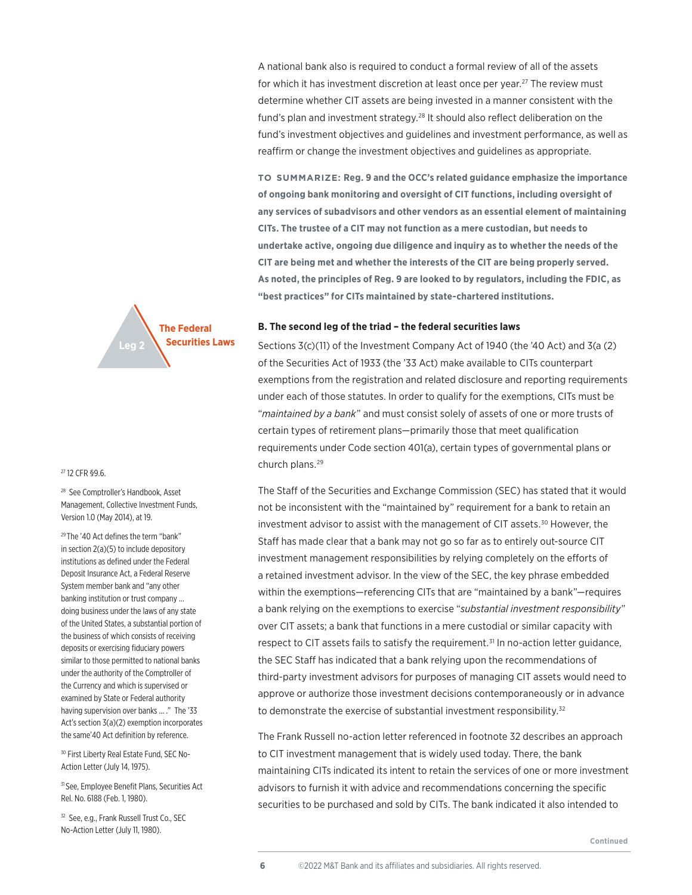A national bank also is required to conduct a formal review of all of the assets for which it has investment discretion at least once per year.[27] The review must determine whether CIT assets are being invested in a manner consistent with the fund's plan and investment strategy.[28] It should also reflect deliberation on the fund's investment objectives and guidelines and investment performance, as well as reaffirm or change the investment objectives and guidelines as appropriate.

**TO SUMMARIZE: Reg. 9 and the OCC's related guidance emphasize the importance of ongoing bank monitoring and oversight of CIT functions, including oversight of any services of subadvisors and other vendors as an essential element of maintaining CITs. The trustee of a CIT may not function as a mere custodian, but needs to undertake active, ongoing due diligence and inquiry as to whether the needs of the CIT are being met and whether the interests of the CIT are being properly served. As noted, the principles of Reg. 9 are looked to by regulators, including the FDIC, as "best practices" for CITs maintained by state-chartered institutions.**

Leg 2 — **The Federal Securities Laws**

### B. The second leg of the triad – the federal securities laws

Sections 3(c)(11) of the Investment Company Act of 1940 (the '40 Act) and 3(a (2) of the Securities Act of 1933 (the '33 Act) make available to CITs counterpart exemptions from the registration and related disclosure and reporting requirements under each of those statutes. In order to qualify for the exemptions, CITs must be "*maintained by a bank*" and must consist solely of assets of one or more trusts of certain types of retirement plans—primarily those that meet qualification requirements under Code section 401(a), certain types of governmental plans or church plans.[29]

The Staff of the Securities and Exchange Commission (SEC) has stated that it would not be inconsistent with the "maintained by" requirement for a bank to retain an investment advisor to assist with the management of CIT assets.[30] However, the Staff has made clear that a bank may not go so far as to entirely out-source CIT investment management responsibilities by relying completely on the efforts of a retained investment advisor. In the view of the SEC, the key phrase embedded within the exemptions—referencing CITs that are "maintained by a bank"—requires a bank relying on the exemptions to exercise "*substantial investment responsibility*" over CIT assets; a bank that functions in a mere custodial or similar capacity with respect to CIT assets fails to satisfy the requirement.[31] In no-action letter guidance, the SEC Staff has indicated that a bank relying upon the recommendations of third-party investment advisors for purposes of managing CIT assets would need to approve or authorize those investment decisions contemporaneously or in advance to demonstrate the exercise of substantial investment responsibility.[32]

The Frank Russell no-action letter referenced in footnote 32 describes an approach to CIT investment management that is widely used today. There, the bank maintaining CITs indicated its intent to retain the services of one or more investment advisors to furnish it with advice and recommendations concerning the specific securities to be purchased and sold by CITs. The bank indicated it also intended to

Continued

---

[27] 12 CFR §9.6.

[28] See Comptroller's Handbook, Asset Management, Collective Investment Funds, Version 1.0 (May 2014), at 19.

[29] The '40 Act defines the term "bank" in section 2(a)(5) to include depository institutions as defined under the Federal Deposit Insurance Act, a Federal Reserve System member bank and "any other banking institution or trust company ... doing business under the laws of any state of the United States, a substantial portion of the business of which consists of receiving deposits or exercising fiduciary powers similar to those permitted to national banks under the authority of the Comptroller of the Currency and which is supervised or examined by State or Federal authority having supervision over banks ... ." The '33 Act's section 3(a)(2) exemption incorporates the same'40 Act definition by reference.

[30] First Liberty Real Estate Fund, SEC No-Action Letter (July 14, 1975).

[31] See, Employee Benefit Plans, Securities Act Rel. No. 6188 (Feb. 1, 1980).

[32] See, e.g., Frank Russell Trust Co., SEC No-Action Letter (July 11, 1980).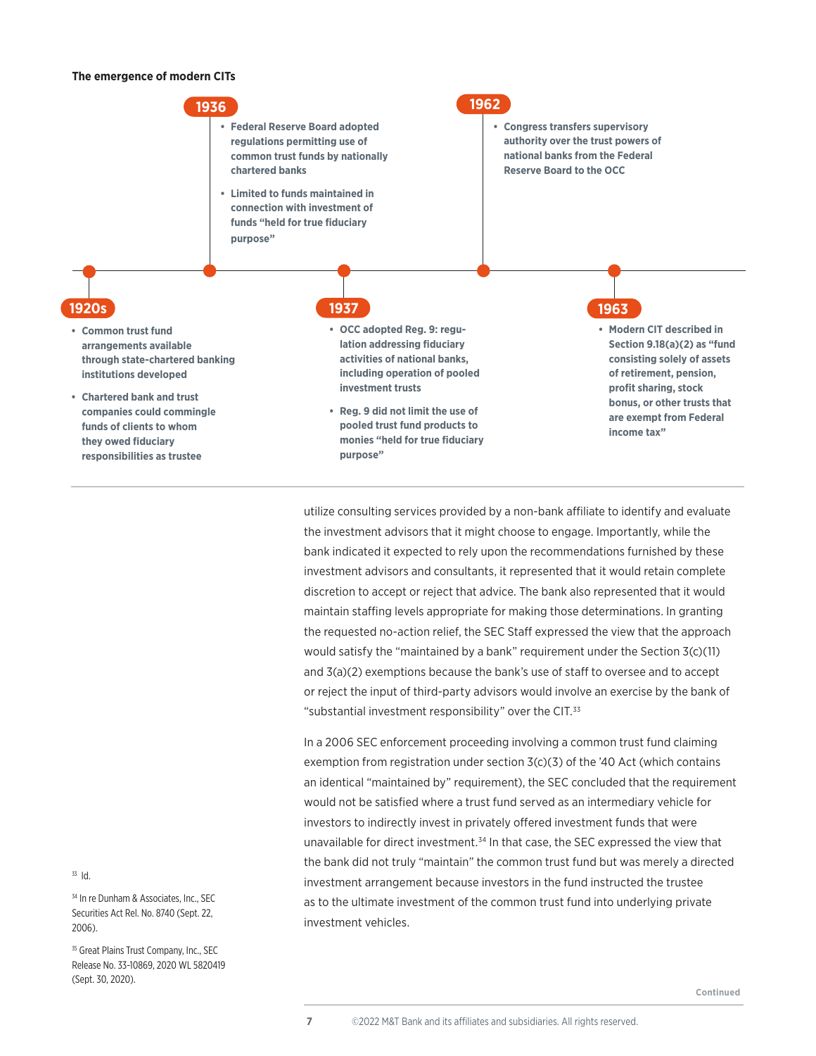**The emergence of modern CITs**

**1920s**

- Common trust fund arrangements available through state-chartered banking institutions developed
- Chartered bank and trust companies could commingle funds of clients to whom they owed fiduciary responsibilities as trustee

**1936**

- Federal Reserve Board adopted regulations permitting use of common trust funds by nationally chartered banks
- Limited to funds maintained in connection with investment of funds "held for true fiduciary purpose"

**1937**

- OCC adopted Reg. 9: regulation addressing fiduciary activities of national banks, including operation of pooled investment trusts
- Reg. 9 did not limit the use of pooled trust fund products to monies "held for true fiduciary purpose"

**1962**

- Congress transfers supervisory authority over the trust powers of national banks from the Federal Reserve Board to the OCC

**1963**

- Modern CIT described in Section 9.18(a)(2) as "fund consisting solely of assets of retirement, pension, profit sharing, stock bonus, or other trusts that are exempt from Federal income tax"

---

utilize consulting services provided by a non-bank affiliate to identify and evaluate the investment advisors that it might choose to engage. Importantly, while the bank indicated it expected to rely upon the recommendations furnished by these investment advisors and consultants, it represented that it would retain complete discretion to accept or reject that advice. The bank also represented that it would maintain staffing levels appropriate for making those determinations. In granting the requested no-action relief, the SEC Staff expressed the view that the approach would satisfy the "maintained by a bank" requirement under the Section 3(c)(11) and 3(a)(2) exemptions because the bank's use of staff to oversee and to accept or reject the input of third-party advisors would involve an exercise by the bank of "substantial investment responsibility" over the CIT.[33]

In a 2006 SEC enforcement proceeding involving a common trust fund claiming exemption from registration under section 3(c)(3) of the '40 Act (which contains an identical "maintained by" requirement), the SEC concluded that the requirement would not be satisfied where a trust fund served as an intermediary vehicle for investors to indirectly invest in privately offered investment funds that were unavailable for direct investment.[34] In that case, the SEC expressed the view that the bank did not truly "maintain" the common trust fund but was merely a directed investment arrangement because investors in the fund instructed the trustee as to the ultimate investment of the common trust fund into underlying private investment vehicles.

[33] Id.

[34] In re Dunham & Associates, Inc., SEC Securities Act Rel. No. 8740 (Sept. 22, 2006).

[35] Great Plains Trust Company, Inc., SEC Release No. 33-10869, 2020 WL 5820419 (Sept. 30, 2020).

Continued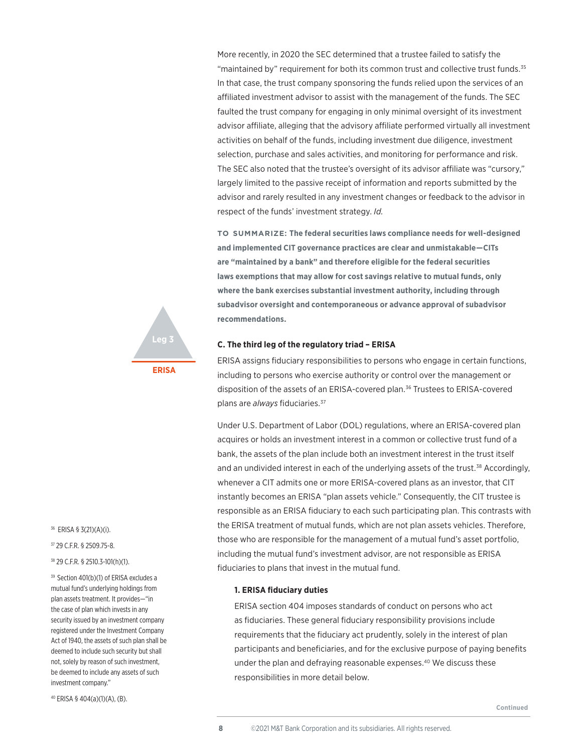More recently, in 2020 the SEC determined that a trustee failed to satisfy the "maintained by" requirement for both its common trust and collective trust funds.[35] In that case, the trust company sponsoring the funds relied upon the services of an affiliated investment advisor to assist with the management of the funds. The SEC faulted the trust company for engaging in only minimal oversight of its investment advisor affiliate, alleging that the advisory affiliate performed virtually all investment activities on behalf of the funds, including investment due diligence, investment selection, purchase and sales activities, and monitoring for performance and risk. The SEC also noted that the trustee's oversight of its advisor affiliate was "cursory," largely limited to the passive receipt of information and reports submitted by the advisor and rarely resulted in any investment changes or feedback to the advisor in respect of the funds' investment strategy. *Id.*

**TO SUMMARIZE: The federal securities laws compliance needs for well-designed and implemented CIT governance practices are clear and unmistakable—CITs are "maintained by a bank" and therefore eligible for the federal securities laws exemptions that may allow for cost savings relative to mutual funds, only where the bank exercises substantial investment authority, including through subadvisor oversight and contemporaneous or advance approval of subadvisor recommendations.**

Leg 3

ERISA

### C. The third leg of the regulatory triad – ERISA

ERISA assigns fiduciary responsibilities to persons who engage in certain functions, including to persons who exercise authority or control over the management or disposition of the assets of an ERISA-covered plan.[36] Trustees to ERISA-covered plans are *always* fiduciaries.[37]

Under U.S. Department of Labor (DOL) regulations, where an ERISA-covered plan acquires or holds an investment interest in a common or collective trust fund of a bank, the assets of the plan include both an investment interest in the trust itself and an undivided interest in each of the underlying assets of the trust.[38] Accordingly, whenever a CIT admits one or more ERISA-covered plans as an investor, that CIT instantly becomes an ERISA "plan assets vehicle." Consequently, the CIT trustee is responsible as an ERISA fiduciary to each such participating plan. This contrasts with the ERISA treatment of mutual funds, which are not plan assets vehicles. Therefore, those who are responsible for the management of a mutual fund's asset portfolio, including the mutual fund's investment advisor, are not responsible as ERISA fiduciaries to plans that invest in the mutual fund.

#### 1. ERISA fiduciary duties

ERISA section 404 imposes standards of conduct on persons who act as fiduciaries. These general fiduciary responsibility provisions include requirements that the fiduciary act prudently, solely in the interest of plan participants and beneficiaries, and for the exclusive purpose of paying benefits under the plan and defraying reasonable expenses.[40] We discuss these responsibilities in more detail below.

---

[36] ERISA § 3(21)(A)(i).

[37] 29 C.F.R. § 2509.75-8.

[38] 29 C.F.R. § 2510.3-101(h)(1).

[39] Section 401(b)(1) of ERISA excludes a mutual fund's underlying holdings from plan assets treatment. It provides—"in the case of plan which invests in any security issued by an investment company registered under the Investment Company Act of 1940, the assets of such plan shall be deemed to include such security but shall not, solely by reason of such investment, be deemed to include any assets of such investment company."

[40] ERISA § 404(a)(1)(A), (B).

Continued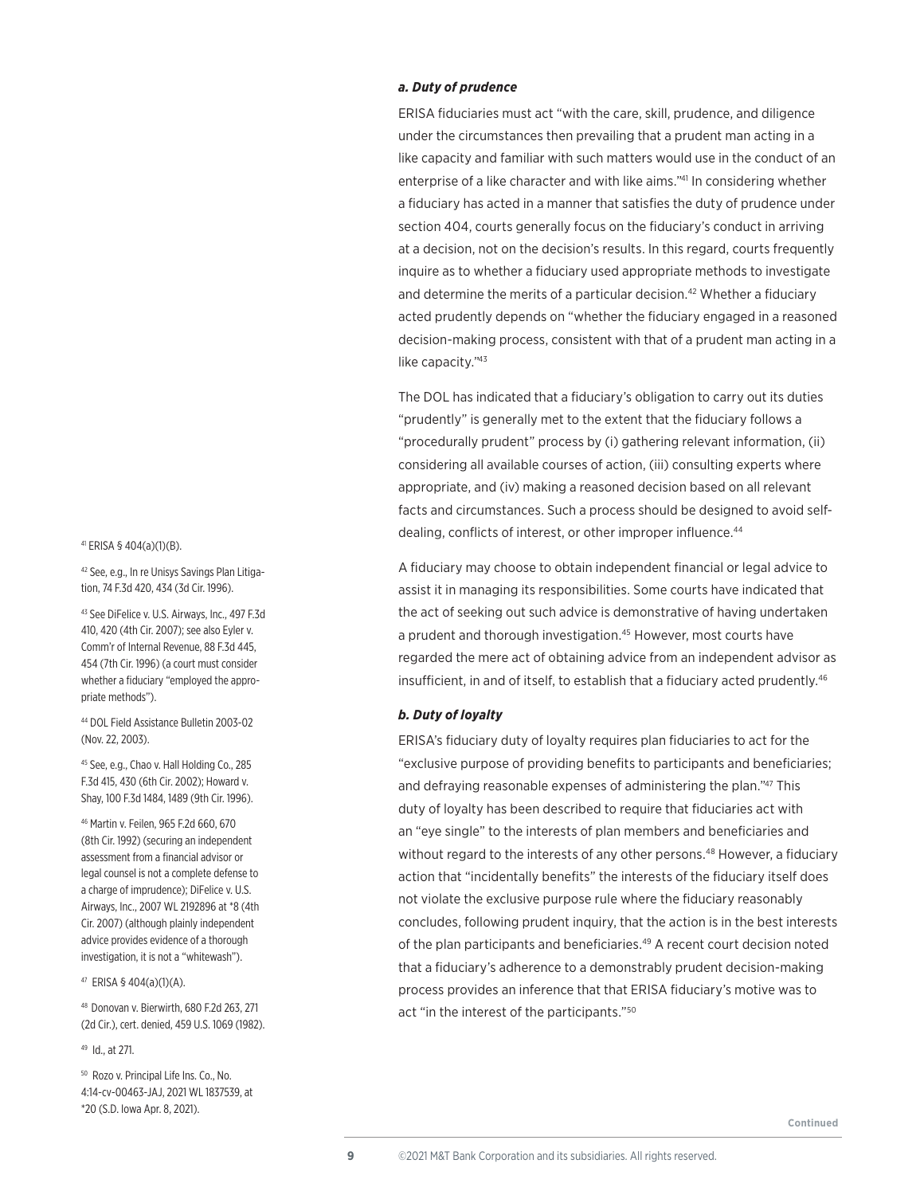### *a. Duty of prudence*

ERISA fiduciaries must act "with the care, skill, prudence, and diligence under the circumstances then prevailing that a prudent man acting in a like capacity and familiar with such matters would use in the conduct of an enterprise of a like character and with like aims."[41] In considering whether a fiduciary has acted in a manner that satisfies the duty of prudence under section 404, courts generally focus on the fiduciary's conduct in arriving at a decision, not on the decision's results. In this regard, courts frequently inquire as to whether a fiduciary used appropriate methods to investigate and determine the merits of a particular decision.[42] Whether a fiduciary acted prudently depends on "whether the fiduciary engaged in a reasoned decision-making process, consistent with that of a prudent man acting in a like capacity."[43]

The DOL has indicated that a fiduciary's obligation to carry out its duties "prudently" is generally met to the extent that the fiduciary follows a "procedurally prudent" process by (i) gathering relevant information, (ii) considering all available courses of action, (iii) consulting experts where appropriate, and (iv) making a reasoned decision based on all relevant facts and circumstances. Such a process should be designed to avoid self-dealing, conflicts of interest, or other improper influence.[44]

A fiduciary may choose to obtain independent financial or legal advice to assist it in managing its responsibilities. Some courts have indicated that the act of seeking out such advice is demonstrative of having undertaken a prudent and thorough investigation.[45] However, most courts have regarded the mere act of obtaining advice from an independent advisor as insufficient, in and of itself, to establish that a fiduciary acted prudently.[46]

### *b. Duty of loyalty*

ERISA's fiduciary duty of loyalty requires plan fiduciaries to act for the "exclusive purpose of providing benefits to participants and beneficiaries; and defraying reasonable expenses of administering the plan."[47] This duty of loyalty has been described to require that fiduciaries act with an "eye single" to the interests of plan members and beneficiaries and without regard to the interests of any other persons.[48] However, a fiduciary action that "incidentally benefits" the interests of the fiduciary itself does not violate the exclusive purpose rule where the fiduciary reasonably concludes, following prudent inquiry, that the action is in the best interests of the plan participants and beneficiaries.[49] A recent court decision noted that a fiduciary's adherence to a demonstrably prudent decision-making process provides an inference that that ERISA fiduciary's motive was to act "in the interest of the participants."[50]

---

[41] ERISA § 404(a)(1)(B).

[42] See, e.g., In re Unisys Savings Plan Litigation, 74 F.3d 420, 434 (3d Cir. 1996).

[43] See DiFelice v. U.S. Airways, Inc., 497 F.3d 410, 420 (4th Cir. 2007); see also Eyler v. Comm'r of Internal Revenue, 88 F.3d 445, 454 (7th Cir. 1996) (a court must consider whether a fiduciary "employed the appropriate methods").

[44] DOL Field Assistance Bulletin 2003-02 (Nov. 22, 2003).

[45] See, e.g., Chao v. Hall Holding Co., 285 F.3d 415, 430 (6th Cir. 2002); Howard v. Shay, 100 F.3d 1484, 1489 (9th Cir. 1996).

[46] Martin v. Feilen, 965 F.2d 660, 670 (8th Cir. 1992) (securing an independent assessment from a financial advisor or legal counsel is not a complete defense to a charge of imprudence); DiFelice v. U.S. Airways, Inc., 2007 WL 2192896 at *8 (4th Cir. 2007) (although plainly independent advice provides evidence of a thorough investigation, it is not a "whitewash").

[47] ERISA § 404(a)(1)(A).

[48] Donovan v. Bierwirth, 680 F.2d 263, 271 (2d Cir.), cert. denied, 459 U.S. 1069 (1982).

[49] Id., at 271.

[50] Rozo v. Principal Life Ins. Co., No. 4:14-cv-00463-JAJ, 2021 WL 1837539, at *20 (S.D. Iowa Apr. 8, 2021).

Continued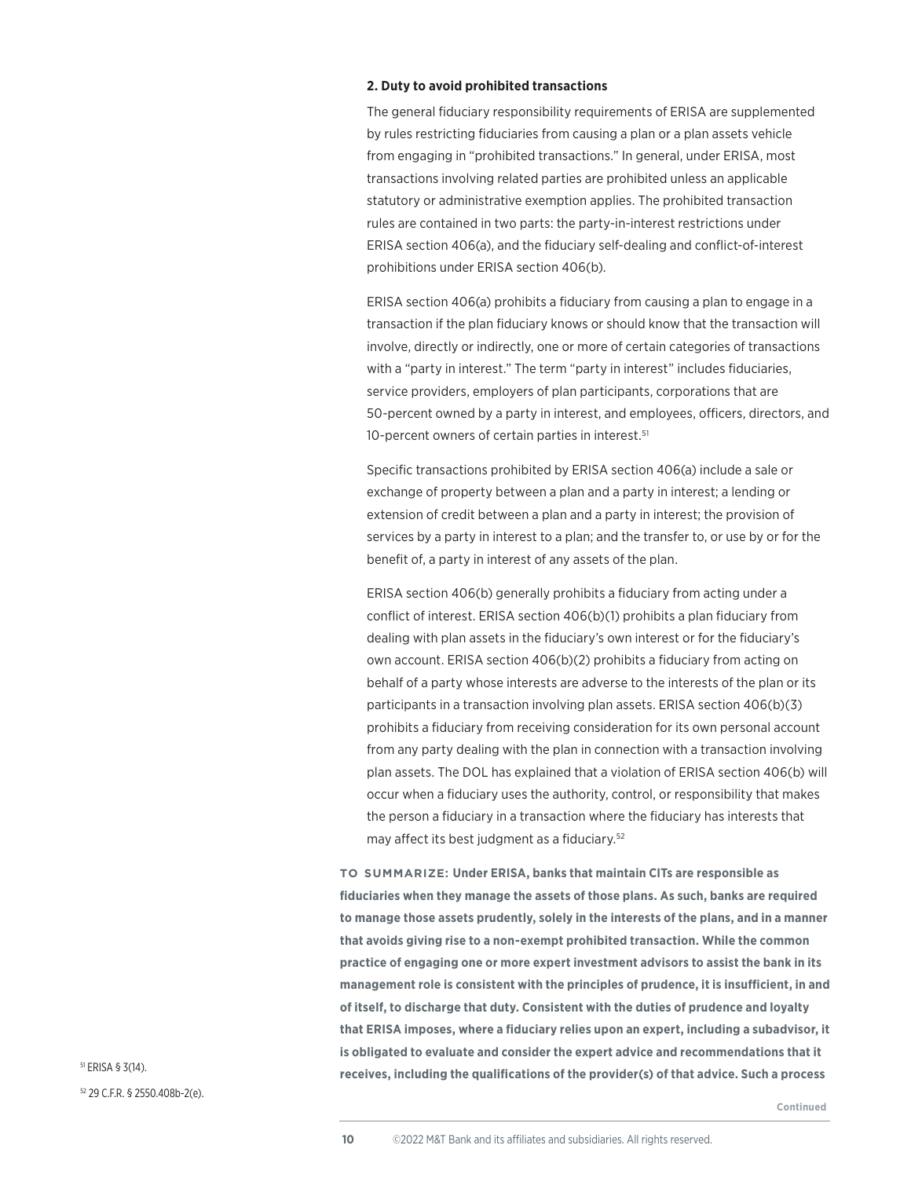**2. Duty to avoid prohibited transactions**

The general fiduciary responsibility requirements of ERISA are supplemented by rules restricting fiduciaries from causing a plan or a plan assets vehicle from engaging in "prohibited transactions." In general, under ERISA, most transactions involving related parties are prohibited unless an applicable statutory or administrative exemption applies. The prohibited transaction rules are contained in two parts: the party-in-interest restrictions under ERISA section 406(a), and the fiduciary self-dealing and conflict-of-interest prohibitions under ERISA section 406(b).

ERISA section 406(a) prohibits a fiduciary from causing a plan to engage in a transaction if the plan fiduciary knows or should know that the transaction will involve, directly or indirectly, one or more of certain categories of transactions with a "party in interest." The term "party in interest" includes fiduciaries, service providers, employers of plan participants, corporations that are 50-percent owned by a party in interest, and employees, officers, directors, and 10-percent owners of certain parties in interest.[51]

Specific transactions prohibited by ERISA section 406(a) include a sale or exchange of property between a plan and a party in interest; a lending or extension of credit between a plan and a party in interest; the provision of services by a party in interest to a plan; and the transfer to, or use by or for the benefit of, a party in interest of any assets of the plan.

ERISA section 406(b) generally prohibits a fiduciary from acting under a conflict of interest. ERISA section 406(b)(1) prohibits a plan fiduciary from dealing with plan assets in the fiduciary's own interest or for the fiduciary's own account. ERISA section 406(b)(2) prohibits a fiduciary from acting on behalf of a party whose interests are adverse to the interests of the plan or its participants in a transaction involving plan assets. ERISA section 406(b)(3) prohibits a fiduciary from receiving consideration for its own personal account from any party dealing with the plan in connection with a transaction involving plan assets. The DOL has explained that a violation of ERISA section 406(b) will occur when a fiduciary uses the authority, control, or responsibility that makes the person a fiduciary in a transaction where the fiduciary has interests that may affect its best judgment as a fiduciary.[52]

**TO SUMMARIZE: Under ERISA, banks that maintain CITs are responsible as fiduciaries when they manage the assets of those plans. As such, banks are required to manage those assets prudently, solely in the interests of the plans, and in a manner that avoids giving rise to a non-exempt prohibited transaction. While the common practice of engaging one or more expert investment advisors to assist the bank in its management role is consistent with the principles of prudence, it is insufficient, in and of itself, to discharge that duty. Consistent with the duties of prudence and loyalty that ERISA imposes, where a fiduciary relies upon an expert, including a subadvisor, it is obligated to evaluate and consider the expert advice and recommendations that it receives, including the qualifications of the provider(s) of that advice. Such a process**

Continued

[51] ERISA § 3(14).

[52] 29 C.F.R. § 2550.408b-2(e).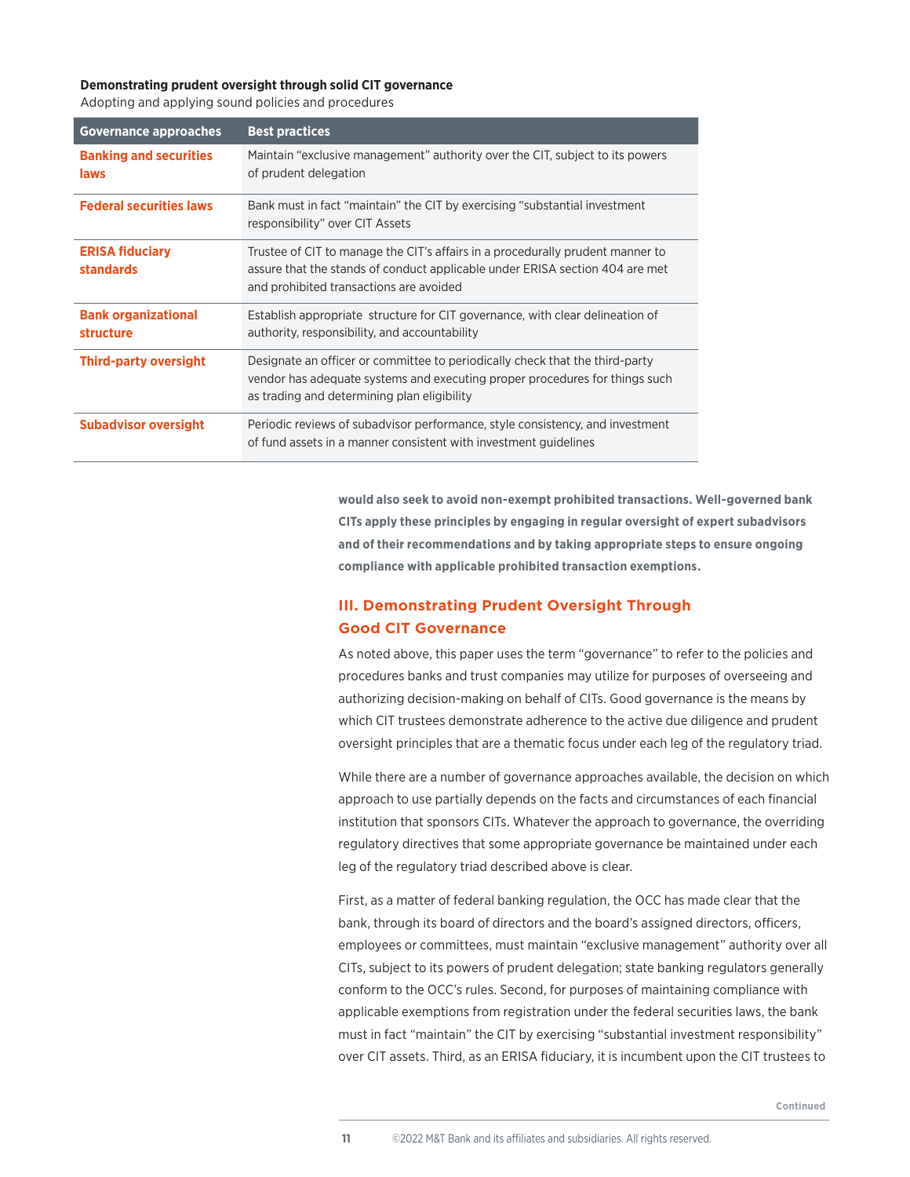**Demonstrating prudent oversight through solid CIT governance**

Adopting and applying sound policies and procedures

| Governance approaches | Best practices |
|---|---|
| **Banking and securities laws** | Maintain "exclusive management" authority over the CIT, subject to its powers of prudent delegation |
| **Federal securities laws** | Bank must in fact "maintain" the CIT by exercising "substantial investment responsibility" over CIT Assets |
| **ERISA fiduciary standards** | Trustee of CIT to manage the CIT's affairs in a procedurally prudent manner to assure that the stands of conduct applicable under ERISA section 404 are met and prohibited transactions are avoided |
| **Bank organizational structure** | Establish appropriate structure for CIT governance, with clear delineation of authority, responsibility, and accountability |
| **Third-party oversight** | Designate an officer or committee to periodically check that the third-party vendor has adequate systems and executing proper procedures for things such as trading and determining plan eligibility |
| **Subadvisor oversight** | Periodic reviews of subadvisor performance, style consistency, and investment of fund assets in a manner consistent with investment guidelines |

**would also seek to avoid non-exempt prohibited transactions. Well-governed bank CITs apply these principles by engaging in regular oversight of expert subadvisors and of their recommendations and by taking appropriate steps to ensure ongoing compliance with applicable prohibited transaction exemptions.**

## III. Demonstrating Prudent Oversight Through Good CIT Governance

As noted above, this paper uses the term "governance" to refer to the policies and procedures banks and trust companies may utilize for purposes of overseeing and authorizing decision-making on behalf of CITs. Good governance is the means by which CIT trustees demonstrate adherence to the active due diligence and prudent oversight principles that are a thematic focus under each leg of the regulatory triad.

While there are a number of governance approaches available, the decision on which approach to use partially depends on the facts and circumstances of each financial institution that sponsors CITs. Whatever the approach to governance, the overriding regulatory directives that some appropriate governance be maintained under each leg of the regulatory triad described above is clear.

First, as a matter of federal banking regulation, the OCC has made clear that the bank, through its board of directors and the board's assigned directors, officers, employees or committees, must maintain "exclusive management" authority over all CITs, subject to its powers of prudent delegation; state banking regulators generally conform to the OCC's rules. Second, for purposes of maintaining compliance with applicable exemptions from registration under the federal securities laws, the bank must in fact "maintain" the CIT by exercising "substantial investment responsibility" over CIT assets. Third, as an ERISA fiduciary, it is incumbent upon the CIT trustees to

Continued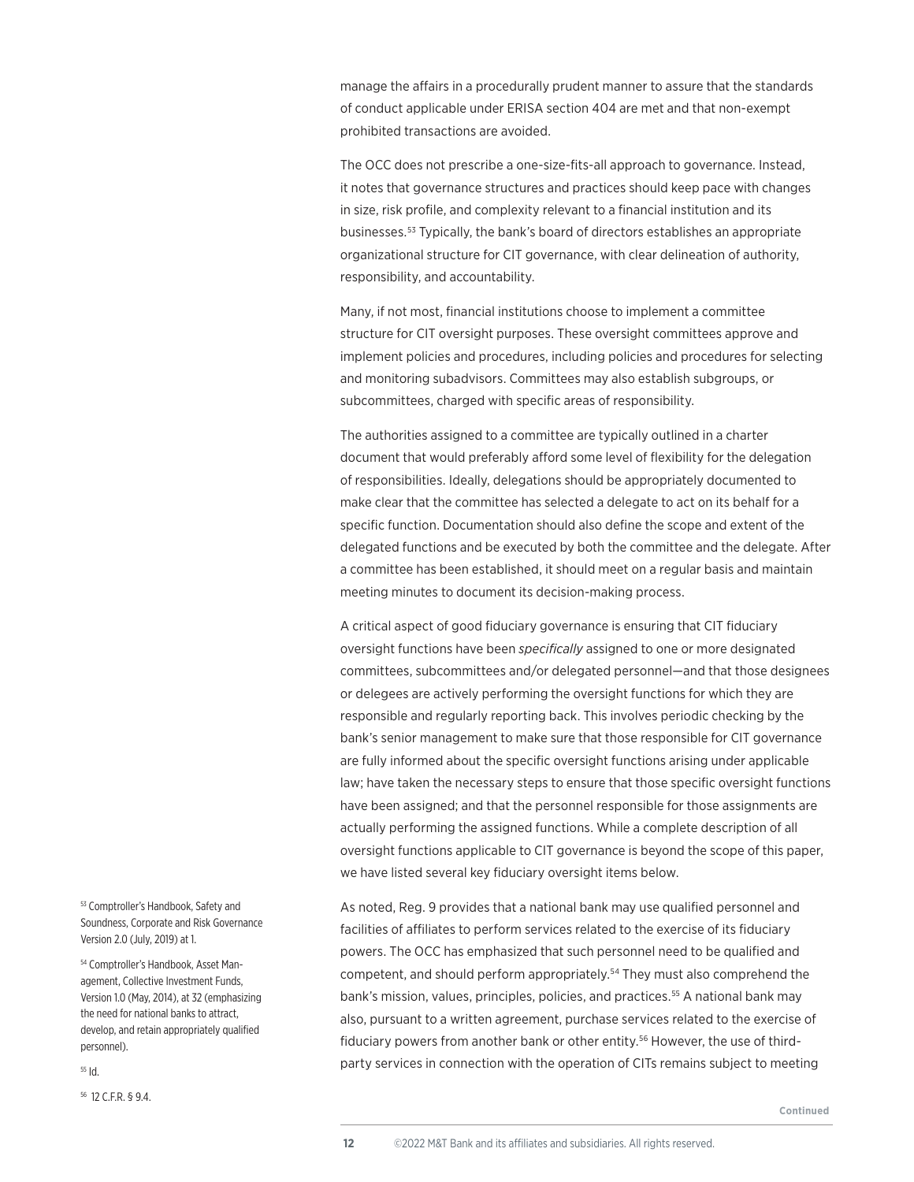manage the affairs in a procedurally prudent manner to assure that the standards of conduct applicable under ERISA section 404 are met and that non-exempt prohibited transactions are avoided.

The OCC does not prescribe a one-size-fits-all approach to governance. Instead, it notes that governance structures and practices should keep pace with changes in size, risk profile, and complexity relevant to a financial institution and its businesses.[53] Typically, the bank's board of directors establishes an appropriate organizational structure for CIT governance, with clear delineation of authority, responsibility, and accountability.

Many, if not most, financial institutions choose to implement a committee structure for CIT oversight purposes. These oversight committees approve and implement policies and procedures, including policies and procedures for selecting and monitoring subadvisors. Committees may also establish subgroups, or subcommittees, charged with specific areas of responsibility.

The authorities assigned to a committee are typically outlined in a charter document that would preferably afford some level of flexibility for the delegation of responsibilities. Ideally, delegations should be appropriately documented to make clear that the committee has selected a delegate to act on its behalf for a specific function. Documentation should also define the scope and extent of the delegated functions and be executed by both the committee and the delegate. After a committee has been established, it should meet on a regular basis and maintain meeting minutes to document its decision-making process.

A critical aspect of good fiduciary governance is ensuring that CIT fiduciary oversight functions have been *specifically* assigned to one or more designated committees, subcommittees and/or delegated personnel—and that those designees or delegees are actively performing the oversight functions for which they are responsible and regularly reporting back. This involves periodic checking by the bank's senior management to make sure that those responsible for CIT governance are fully informed about the specific oversight functions arising under applicable law; have taken the necessary steps to ensure that those specific oversight functions have been assigned; and that the personnel responsible for those assignments are actually performing the assigned functions. While a complete description of all oversight functions applicable to CIT governance is beyond the scope of this paper, we have listed several key fiduciary oversight items below.

As noted, Reg. 9 provides that a national bank may use qualified personnel and facilities of affiliates to perform services related to the exercise of its fiduciary powers. The OCC has emphasized that such personnel need to be qualified and competent, and should perform appropriately.[54] They must also comprehend the bank's mission, values, principles, policies, and practices.[55] A national bank may also, pursuant to a written agreement, purchase services related to the exercise of fiduciary powers from another bank or other entity.[56] However, the use of third-party services in connection with the operation of CITs remains subject to meeting

[53] Comptroller's Handbook, Safety and Soundness, Corporate and Risk Governance Version 2.0 (July, 2019) at 1.

[54] Comptroller's Handbook, Asset Management, Collective Investment Funds, Version 1.0 (May, 2014), at 32 (emphasizing the need for national banks to attract, develop, and retain appropriately qualified personnel).

[55] Id.

[56] 12 C.F.R. § 9.4.

Continued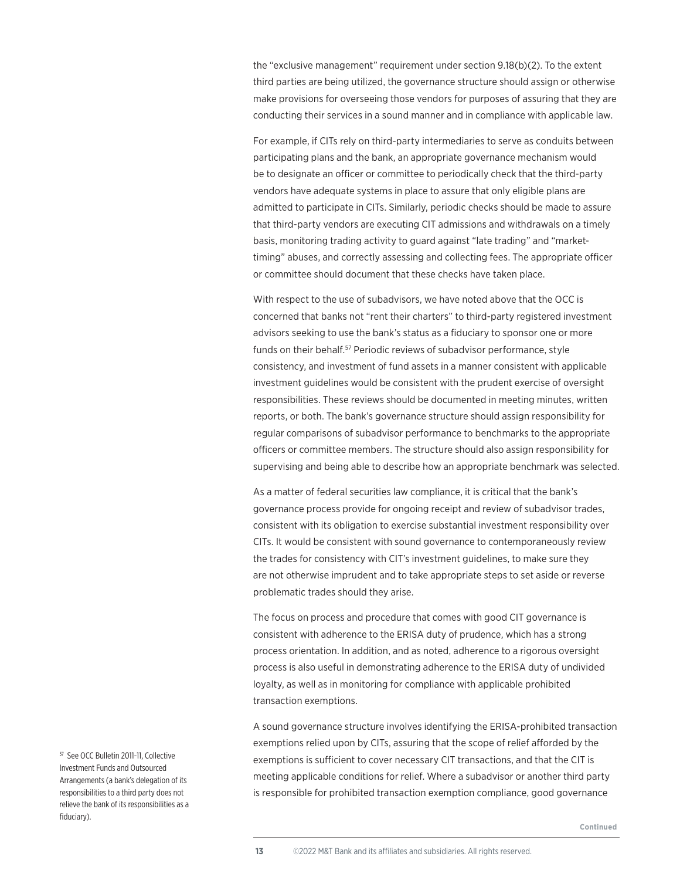the "exclusive management" requirement under section 9.18(b)(2). To the extent third parties are being utilized, the governance structure should assign or otherwise make provisions for overseeing those vendors for purposes of assuring that they are conducting their services in a sound manner and in compliance with applicable law.

For example, if CITs rely on third-party intermediaries to serve as conduits between participating plans and the bank, an appropriate governance mechanism would be to designate an officer or committee to periodically check that the third-party vendors have adequate systems in place to assure that only eligible plans are admitted to participate in CITs. Similarly, periodic checks should be made to assure that third-party vendors are executing CIT admissions and withdrawals on a timely basis, monitoring trading activity to guard against "late trading" and "market-timing" abuses, and correctly assessing and collecting fees. The appropriate officer or committee should document that these checks have taken place.

With respect to the use of subadvisors, we have noted above that the OCC is concerned that banks not "rent their charters" to third-party registered investment advisors seeking to use the bank's status as a fiduciary to sponsor one or more funds on their behalf.[57] Periodic reviews of subadvisor performance, style consistency, and investment of fund assets in a manner consistent with applicable investment guidelines would be consistent with the prudent exercise of oversight responsibilities. These reviews should be documented in meeting minutes, written reports, or both. The bank's governance structure should assign responsibility for regular comparisons of subadvisor performance to benchmarks to the appropriate officers or committee members. The structure should also assign responsibility for supervising and being able to describe how an appropriate benchmark was selected.

As a matter of federal securities law compliance, it is critical that the bank's governance process provide for ongoing receipt and review of subadvisor trades, consistent with its obligation to exercise substantial investment responsibility over CITs. It would be consistent with sound governance to contemporaneously review the trades for consistency with CIT's investment guidelines, to make sure they are not otherwise imprudent and to take appropriate steps to set aside or reverse problematic trades should they arise.

The focus on process and procedure that comes with good CIT governance is consistent with adherence to the ERISA duty of prudence, which has a strong process orientation. In addition, and as noted, adherence to a rigorous oversight process is also useful in demonstrating adherence to the ERISA duty of undivided loyalty, as well as in monitoring for compliance with applicable prohibited transaction exemptions.

A sound governance structure involves identifying the ERISA-prohibited transaction exemptions relied upon by CITs, assuring that the scope of relief afforded by the exemptions is sufficient to cover necessary CIT transactions, and that the CIT is meeting applicable conditions for relief. Where a subadvisor or another third party is responsible for prohibited transaction exemption compliance, good governance

[57] See OCC Bulletin 2011-11, Collective Investment Funds and Outsourced Arrangements (a bank's delegation of its responsibilities to a third party does not relieve the bank of its responsibilities as a fiduciary).

Continued

©2022 M&T Bank and its affiliates and subsidiaries. All rights reserved.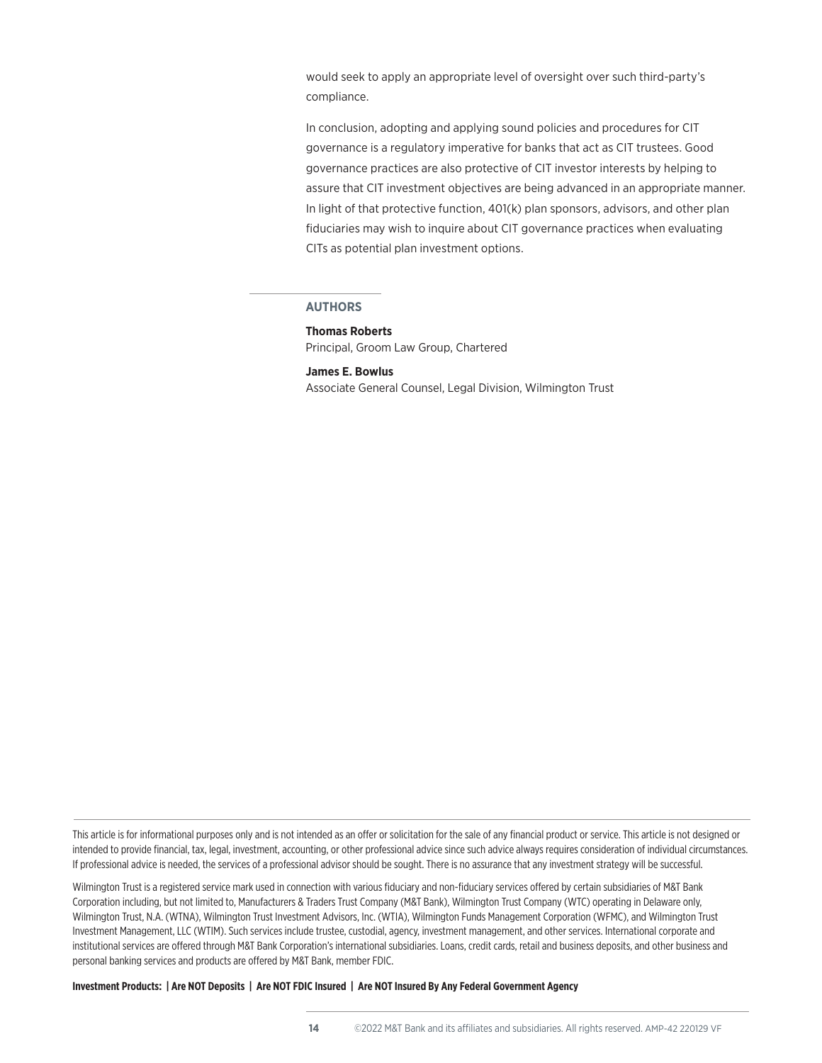would seek to apply an appropriate level of oversight over such third-party's compliance.

In conclusion, adopting and applying sound policies and procedures for CIT governance is a regulatory imperative for banks that act as CIT trustees. Good governance practices are also protective of CIT investor interests by helping to assure that CIT investment objectives are being advanced in an appropriate manner. In light of that protective function, 401(k) plan sponsors, advisors, and other plan fiduciaries may wish to inquire about CIT governance practices when evaluating CITs as potential plan investment options.

## AUTHORS

**Thomas Roberts**
Principal, Groom Law Group, Chartered

**James E. Bowlus**
Associate General Counsel, Legal Division, Wilmington Trust

This article is for informational purposes only and is not intended as an offer or solicitation for the sale of any financial product or service. This article is not designed or intended to provide financial, tax, legal, investment, accounting, or other professional advice since such advice always requires consideration of individual circumstances. If professional advice is needed, the services of a professional advisor should be sought. There is no assurance that any investment strategy will be successful.

Wilmington Trust is a registered service mark used in connection with various fiduciary and non-fiduciary services offered by certain subsidiaries of M&T Bank Corporation including, but not limited to, Manufacturers & Traders Trust Company (M&T Bank), Wilmington Trust Company (WTC) operating in Delaware only, Wilmington Trust, N.A. (WTNA), Wilmington Trust Investment Advisors, Inc. (WTIA), Wilmington Funds Management Corporation (WFMC), and Wilmington Trust Investment Management, LLC (WTIM). Such services include trustee, custodial, agency, investment management, and other services. International corporate and institutional services are offered through M&T Bank Corporation's international subsidiaries. Loans, credit cards, retail and business deposits, and other business and personal banking services and products are offered by M&T Bank, member FDIC.

**Investment Products: | Are NOT Deposits | Are NOT FDIC Insured | Are NOT Insured By Any Federal Government Agency**

©2022 M&T Bank and its affiliates and subsidiaries. All rights reserved. AMP-42 220129 VF